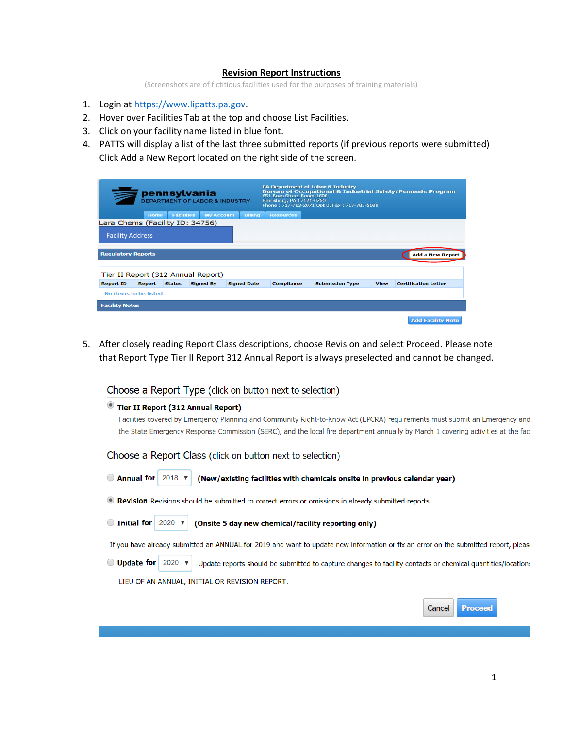# Revision Report Instructions

(Screenshots are of fictitious facilities used for the purposes of training materials)

1. Login at https://www.lipatts.pa.gov.
2. Hover over Facilities Tab at the top and choose List Facilities.
3. Click on your facility name listed in blue font.
4. PATTS will display a list of the last three submitted reports (if previous reports were submitted) Click Add a New Report located on the right side of the screen.

5. After closely reading Report Class descriptions, choose Revision and select Proceed. Please note that Report Type Tier II Report 312 Annual Report is always preselected and cannot be changed.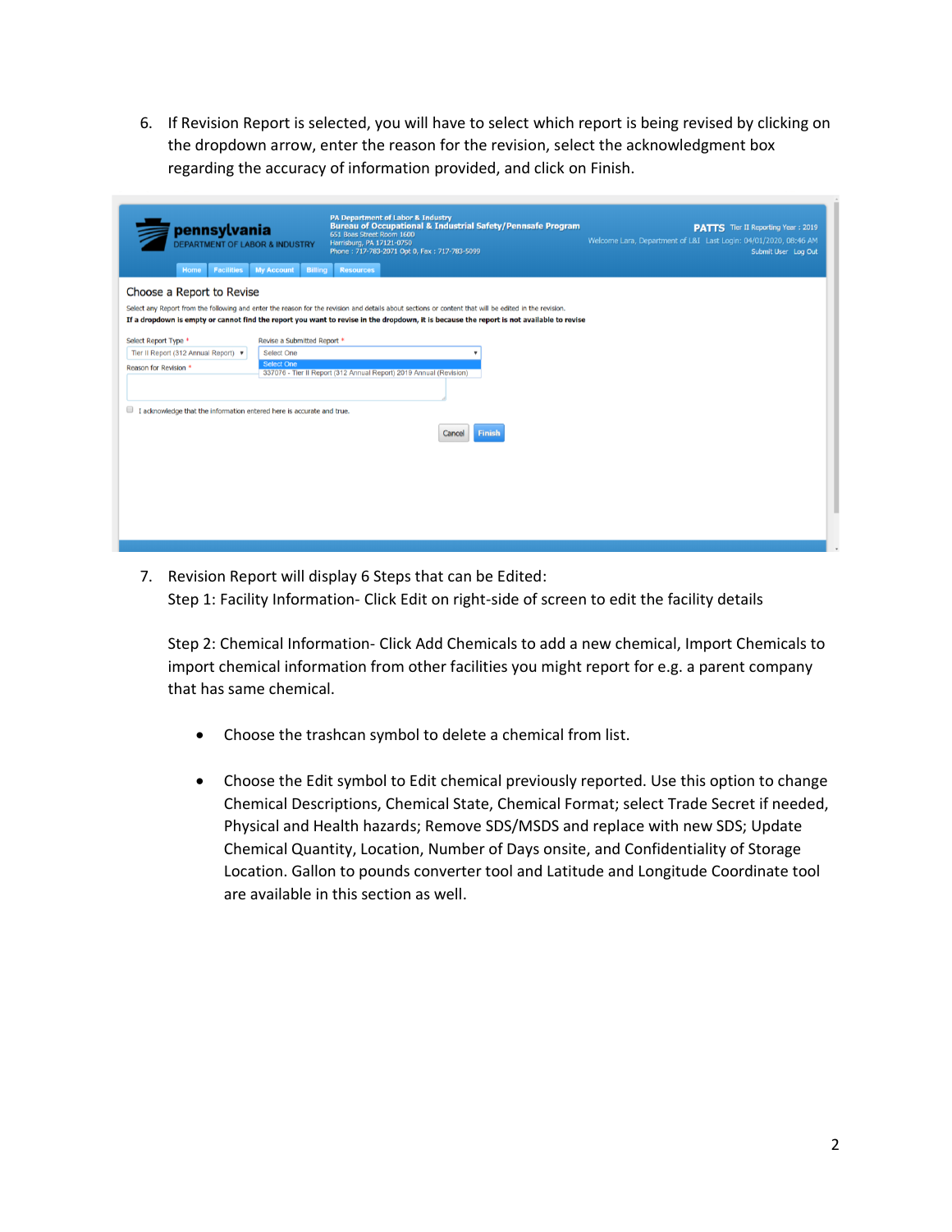6. If Revision Report is selected, you will have to select which report is being revised by clicking on the dropdown arrow, enter the reason for the revision, select the acknowledgment box regarding the accuracy of information provided, and click on Finish.

7. Revision Report will display 6 Steps that can be Edited:
   Step 1: Facility Information- Click Edit on right-side of screen to edit the facility details

   Step 2: Chemical Information- Click Add Chemicals to add a new chemical, Import Chemicals to import chemical information from other facilities you might report for e.g. a parent company that has same chemical.

   - Choose the trashcan symbol to delete a chemical from list.
   - Choose the Edit symbol to Edit chemical previously reported. Use this option to change Chemical Descriptions, Chemical State, Chemical Format; select Trade Secret if needed, Physical and Health hazards; Remove SDS/MSDS and replace with new SDS; Update Chemical Quantity, Location, Number of Days onsite, and Confidentiality of Storage Location. Gallon to pounds converter tool and Latitude and Longitude Coordinate tool are available in this section as well.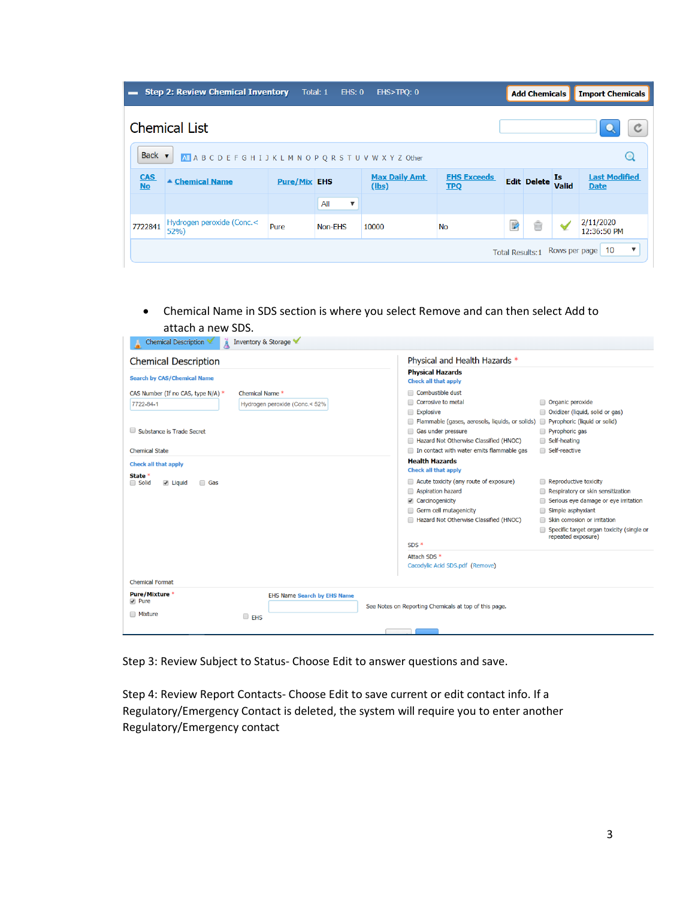**Step 2: Review Chemical Inventory** Total: 1 EHS: 0 EHS>TPQ: 0 | Add Chemicals | Import Chemicals

## Chemical List

Back | All A B C D E F G H I J K L M N O P Q R S T U V W X Y Z Other

| CAS No | Chemical Name | Pure/Mix | EHS | Max Daily Amt (lbs) | EHS Exceeds TPQ | Edit | Delete | Is Valid | Last Modified Date |
|---|---|---|---|---|---|---|---|---|---|
| | | | All | | | | | | |
| 7722841 | Hydrogen peroxide (Conc.< 52%) | Pure | Non-EHS | 10000 | No | | | ✓ | 2/11/2020 12:36:50 PM |

Total Results: 1 Rows per page 10

- Chemical Name in SDS section is where you select Remove and can then select Add to attach a new SDS.

Chemical Description ✓ | Inventory & Storage ✓

### Chemical Description

Search by CAS/Chemical Name

CAS Number (If no CAS, type N/A) * : 7722-84-1

Chemical Name * : Hydrogen peroxide (Conc.< 52%)

☐ Substance is Trade Secret

Chemical State

Check all that apply

State *
☐ Solid ☑ Liquid ☐ Gas

### Physical and Health Hazards *

**Physical Hazards**
Check all that apply

- ☐ Combustible dust
- ☐ Corrosive to metal
- ☐ Explosive
- ☐ Flammable (gases, aerosols, liquids, or solids)
- ☐ Gas under pressure
- ☐ Hazard Not Otherwise Classified (HNOC)
- ☐ In contact with water emits flammable gas
- ☐ Organic peroxide
- ☐ Oxidizer (liquid, solid or gas)
- ☐ Pyrophoric (liquid or solid)
- ☐ Pyrophoric gas
- ☐ Self-heating
- ☐ Self-reactive

**Health Hazards**
Check all that apply

- ☐ Acute toxicity (any route of exposure)
- ☐ Aspiration hazard
- ☑ Carcinogenicity
- ☐ Germ cell mutagenicity
- ☐ Hazard Not Otherwise Classified (HNOC)
- ☐ Reproductive toxicity
- ☐ Respiratory or skin sensitization
- ☐ Serious eye damage or eye irritation
- ☐ Simple asphyxiant
- ☐ Skin corrosion or irritation
- ☐ Specific target organ toxicity (single or repeated exposure)

SDS *

Attach SDS *
Cacodylic Acid SDS.pdf (Remove)

Chemical Format

Pure/Mixture *
☑ Pure
☐ Mixture

EHS Name Search by EHS Name

☐ EHS

See Notes on Reporting Chemicals at top of this page.

Step 3: Review Subject to Status- Choose Edit to answer questions and save.

Step 4: Review Report Contacts- Choose Edit to save current or edit contact info. If a Regulatory/Emergency Contact is deleted, the system will require you to enter another Regulatory/Emergency contact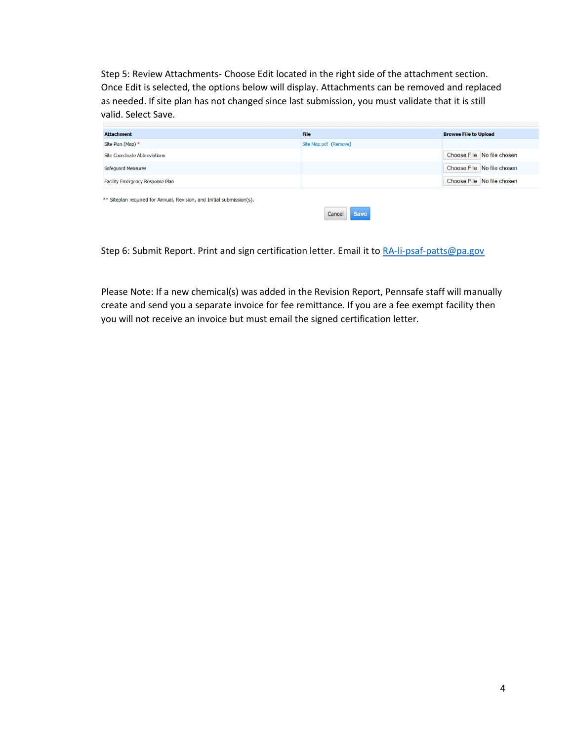Step 5: Review Attachments- Choose Edit located in the right side of the attachment section. Once Edit is selected, the options below will display. Attachments can be removed and replaced as needed. If site plan has not changed since last submission, you must validate that it is still valid. Select Save.

| Attachment | File | Browse File to Upload |
|---|---|---|
| Site Plan (Map) * | Site Map.pdf (Remove) | |
| Site Coordinate Abbreviations | | Choose File No file chosen |
| Safeguard Measures | | Choose File No file chosen |
| Facility Emergency Response Plan | | Choose File No file chosen |

** Siteplan required for Annual, Revision, and Initial submission(s).

Cancel Save

Step 6: Submit Report. Print and sign certification letter. Email it to [RA-li-psaf-patts@pa.gov](mailto:RA-li-psaf-patts@pa.gov)

Please Note: If a new chemical(s) was added in the Revision Report, Pennsafe staff will manually create and send you a separate invoice for fee remittance. If you are a fee exempt facility then you will not receive an invoice but must email the signed certification letter.